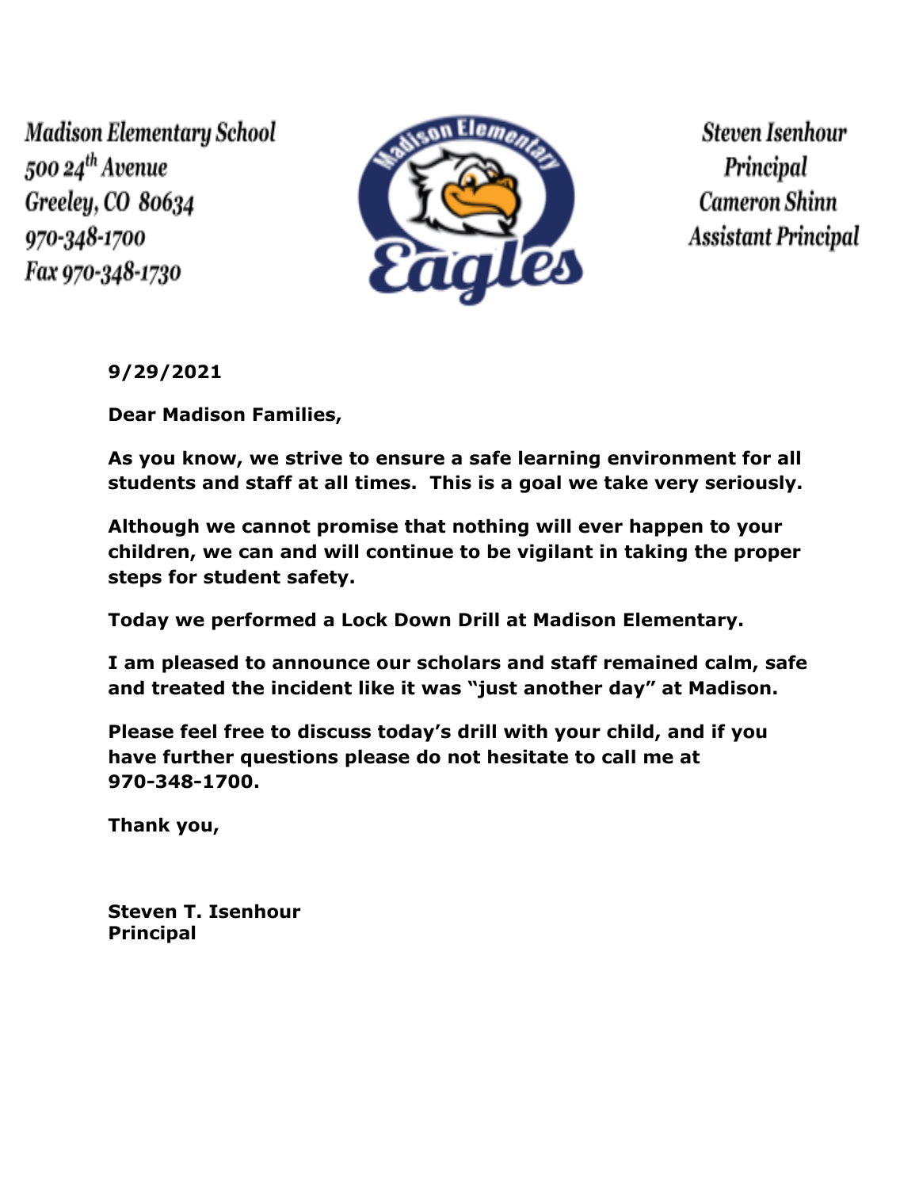Madison Elementary School
500 24th Avenue
Greeley, CO 80634
970-348-1700
Fax 970-348-1730

Steven Isenhour
Principal
Cameron Shinn
Assistant Principal

**9/29/2021**

**Dear Madison Families,**

**As you know, we strive to ensure a safe learning environment for all students and staff at all times. This is a goal we take very seriously.**

**Although we cannot promise that nothing will ever happen to your children, we can and will continue to be vigilant in taking the proper steps for student safety.**

**Today we performed a Lock Down Drill at Madison Elementary.**

**I am pleased to announce our scholars and staff remained calm, safe and treated the incident like it was "just another day" at Madison.**

**Please feel free to discuss today's drill with your child, and if you have further questions please do not hesitate to call me at 970-348-1700.**

**Thank you,**

**Steven T. Isenhour**
**Principal**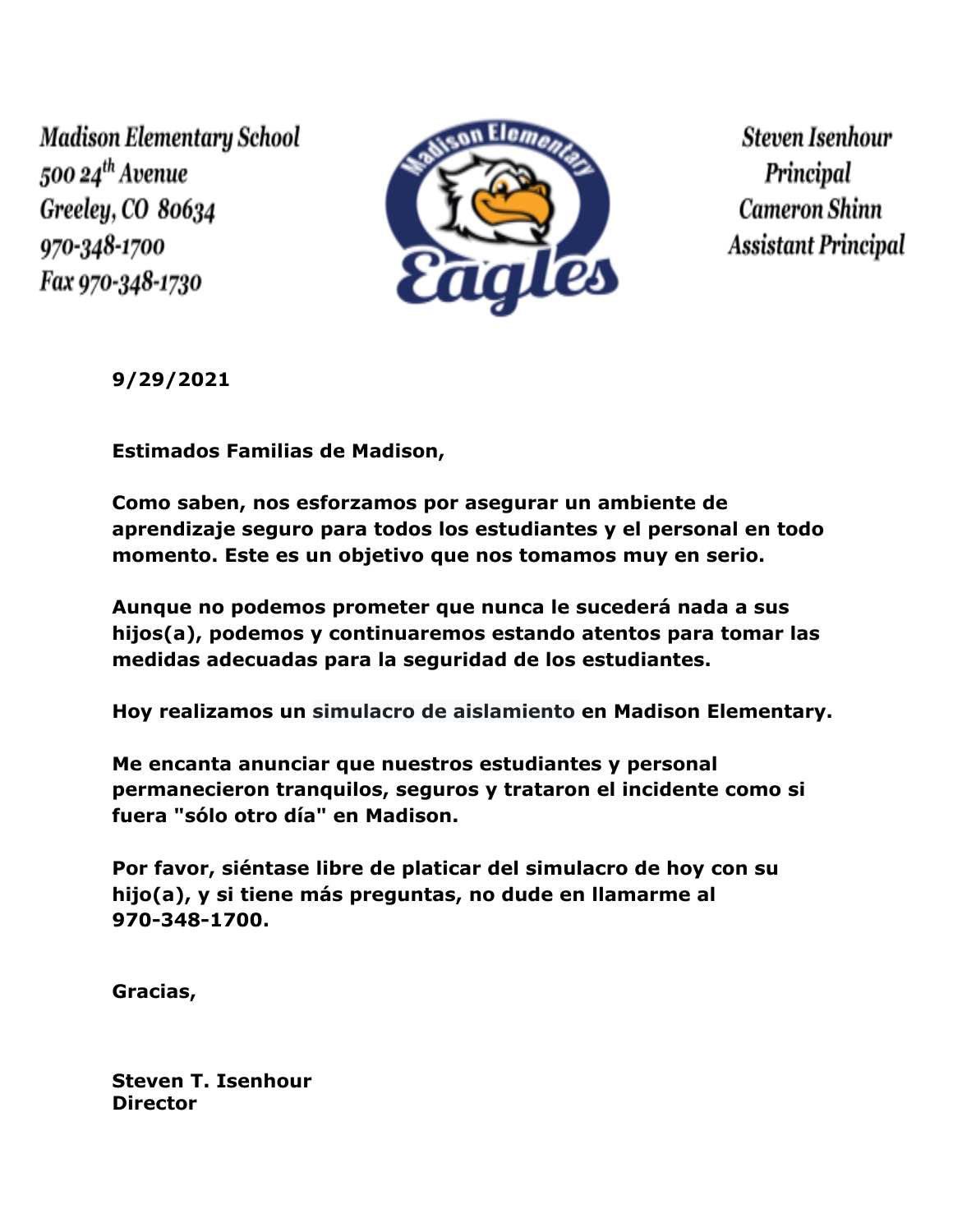Madison Elementary School
500 24th Avenue
Greeley, CO 80634
970-348-1700
Fax 970-348-1730

Steven Isenhour
Principal
Cameron Shinn
Assistant Principal

**9/29/2021**

**Estimados Familias de Madison,**

**Como saben, nos esforzamos por asegurar un ambiente de aprendizaje seguro para todos los estudiantes y el personal en todo momento. Este es un objetivo que nos tomamos muy en serio.**

**Aunque no podemos prometer que nunca le sucederá nada a sus hijos(a), podemos y continuaremos estando atentos para tomar las medidas adecuadas para la seguridad de los estudiantes.**

**Hoy realizamos un simulacro de aislamiento en Madison Elementary.**

**Me encanta anunciar que nuestros estudiantes y personal permanecieron tranquilos, seguros y trataron el incidente como si fuera "sólo otro día" en Madison.**

**Por favor, siéntase libre de platicar del simulacro de hoy con su hijo(a), y si tiene más preguntas, no dude en llamarme al 970-348-1700.**

**Gracias,**

**Steven T. Isenhour**
**Director**